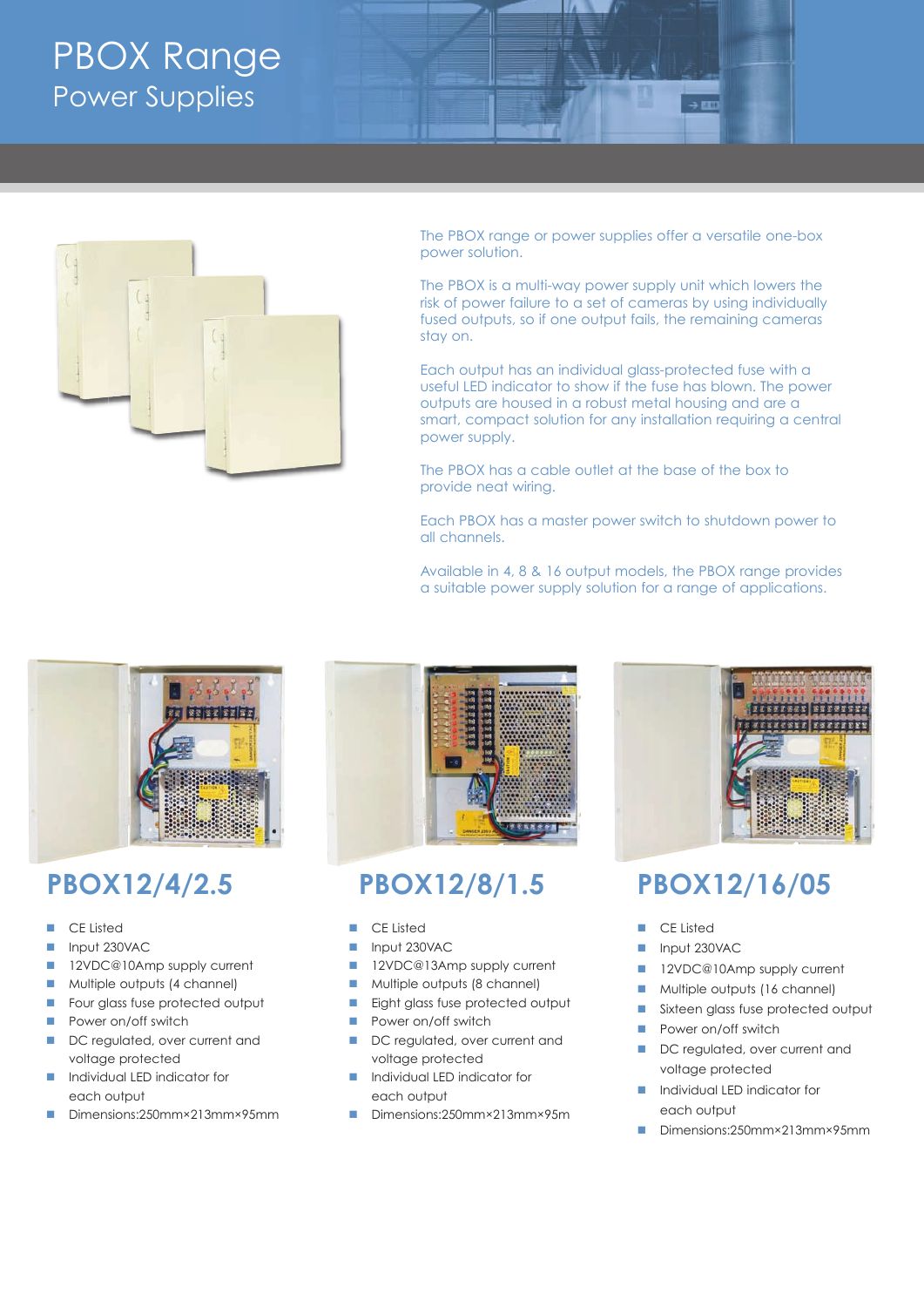# PBOX Range
## Power Supplies

The PBOX range or power supplies offer a versatile one-box power solution.

The PBOX is a multi-way power supply unit which lowers the risk of power failure to a set of cameras by using individually fused outputs, so if one output fails, the remaining cameras stay on.

Each output has an individual glass-protected fuse with a useful LED indicator to show if the fuse has blown. The power outputs are housed in a robust metal housing and are a smart, compact solution for any installation requiring a central power supply.

The PBOX has a cable outlet at the base of the box to provide neat wiring.

Each PBOX has a master power switch to shutdown power to all channels.

Available in 4, 8 & 16 output models, the PBOX range provides a suitable power supply solution for a range of applications.

### PBOX12/4/2.5

- CE Listed
- Input 230VAC
- 12VDC@10Amp supply current
- Multiple outputs (4 channel)
- Four glass fuse protected output
- Power on/off switch
- DC regulated, over current and voltage protected
- Individual LED indicator for each output
- Dimensions:250mm×213mm×95mm

### PBOX12/8/1.5

- CE Listed
- Input 230VAC
- 12VDC@13Amp supply current
- Multiple outputs (8 channel)
- Eight glass fuse protected output
- Power on/off switch
- DC regulated, over current and voltage protected
- Individual LED indicator for each output
- Dimensions:250mm×213mm×95m

### PBOX12/16/05

- CE Listed
- Input 230VAC
- 12VDC@10Amp supply current
- Multiple outputs (16 channel)
- Sixteen glass fuse protected output
- Power on/off switch
- DC regulated, over current and voltage protected
- Individual LED indicator for each output
- Dimensions:250mm×213mm×95mm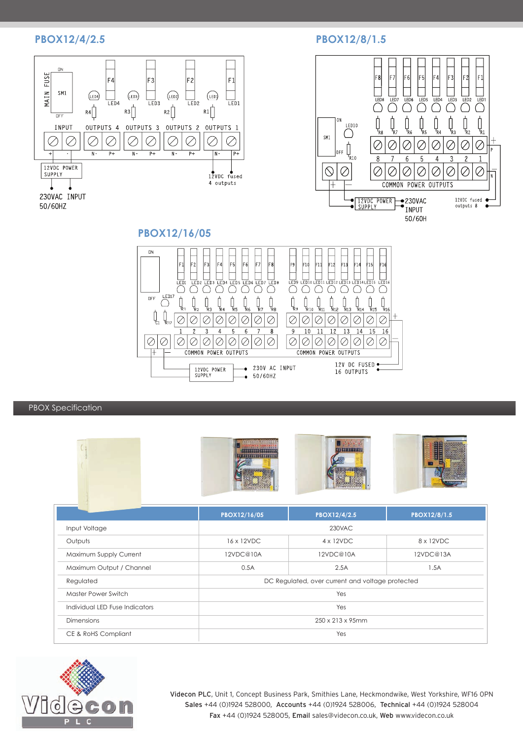## PBOX12/4/2.5

MAIN FUSE

ON

SM1

OFF

F4 F3 F2 F1

LED4 LED3 LED2 LED1

R4 R3 R2 R1

INPUT OUTPUTS 4 OUTPUTS 3 OUTPUTS 2 OUTPUTS 1

+ - N- P+ N- P+ N- P+ N- P+

12VDC POWER SUPPLY

12VDC fused 4 outputs

230VAC INPUT 50/60HZ

## PBOX12/8/1.5

F8 F7 F6 F5 F4 F3 F2 F1

LED8 LED7 LED6 LED5 LED4 LED3 LED2 LED1

ON LED10

SM1

OFF R10

R8 R7 R6 R5 R4 R3 R2 R1

8 7 6 5 4 3 2 1

COMMON POWER OUTPUTS

12VDC POWER SUPPLY

230VAC INPUT 50/60H

12VDC fused outputs 8

## PBOX12/16/05

ON

OFF LED17

F1 F2 F3 F4 F5 F6 F7 F8 F9 F10 F11 F12 F13 F14 F15 F16

LED1 LED2 LED3 LED4 LED5 LED6 LED7 LED8 LED9 LED10 LED11 LED12 LED13 LED14 LED15 LED16

C1 R17 R1 R2 R3 R4 R5 R6 R7 R8 R9 R10 R11 R12 R13 R14 R15 R16

1 2 3 4 5 6 7 8 9 10 11 12 13 14 15 16

COMMON POWER OUTPUTS COMMON POWER OUTPUTS

12VDC POWER SUPPLY

230V AC INPUT 50/60HZ

12V DC FUSED 16 OUTPUTS

## PBOX Specification

| | PBOX12/16/05 | PBOX12/4/2.5 | PBOX12/8/1.5 |
|---|---|---|---|
| Input Voltage | 230VAC | | |
| Outputs | 16 x 12VDC | 4 x 12VDC | 8 x 12VDC |
| Maximum Supply Current | 12VDC@10A | 12VDC@10A | 12VDC@13A |
| Maximum Output / Channel | 0.5A | 2.5A | 1.5A |
| Regulated | DC Regulated, over current and voltage protected | | |
| Master Power Switch | Yes | | |
| Individual LED Fuse Indicators | Yes | | |
| Dimensions | 250 x 213 x 95mm | | |
| CE & RoHS Compliant | Yes | | |

Videcon PLC

**Videcon PLC**, Unit 1, Concept Business Park, Smithies Lane, Heckmondwike, West Yorkshire, WF16 0PN
**Sales** +44 (0)1924 528000, **Accounts** +44 (0)1924 528006, **Technical** +44 (0)1924 528004
**Fax** +44 (0)1924 528005, **Email** sales@videcon.co.uk, **Web** www.videcon.co.uk